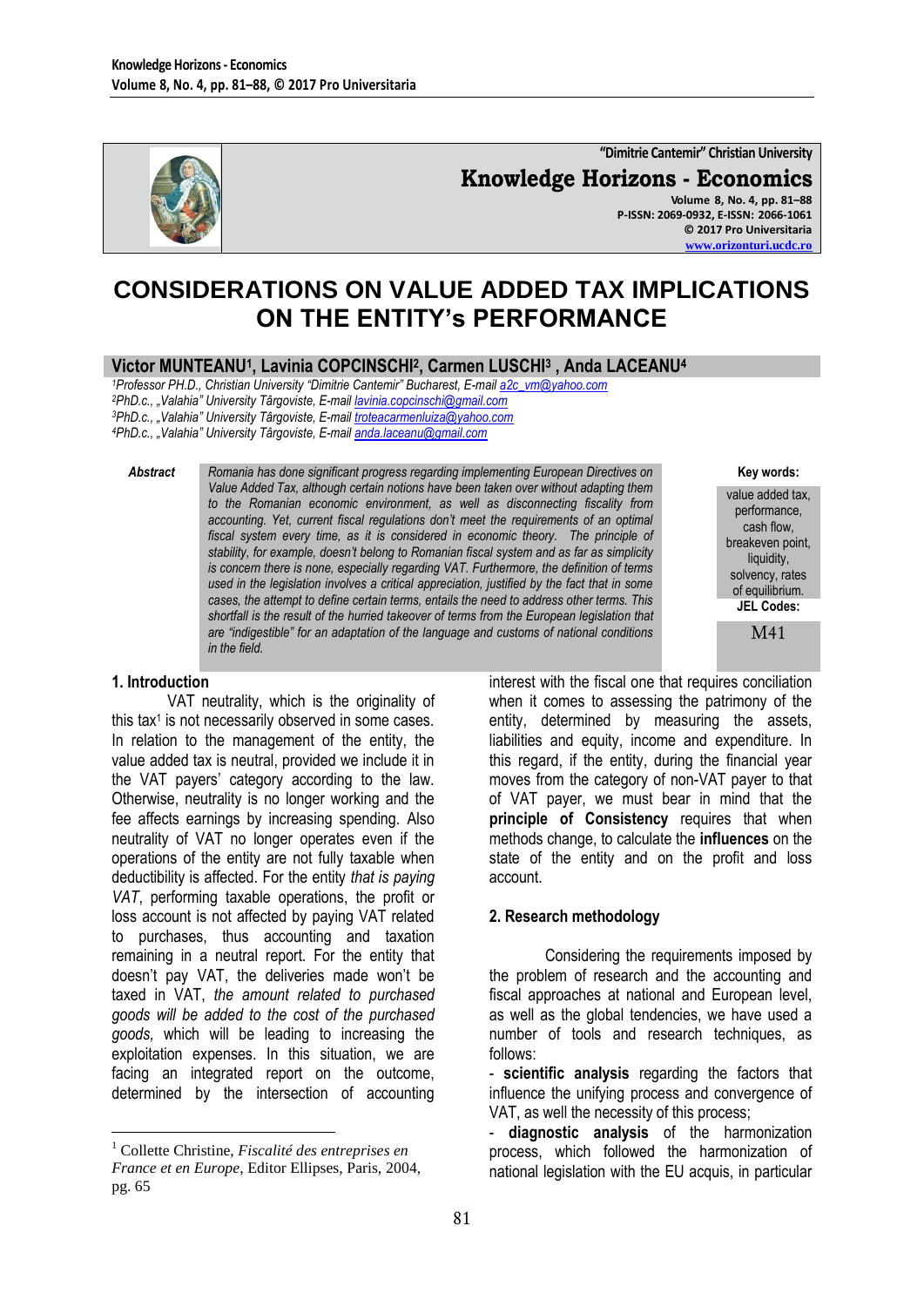# CONSIDERATIONS ON VALUE ADDED TAX IMPLICATIONS ON THE ENTITY's PERFORMANCE

**Victor MUNTEANU[1], Lavinia COPCINSCHI[2], Carmen LUSCHI[3], Anda LACEANU[4]**

*[1]Professor PH.D., Christian University "Dimitrie Cantemir" Bucharest, E-mail a2c_vm@yahoo.com*
*[2]PhD.c., „Valahia" University Târgoviste, E-mail lavinia.copcinschi@gmail.com*
*[3]PhD.c., „Valahia" University Târgoviste, E-mail troteacarmenluiza@yahoo.com*
*[4]PhD.c., „Valahia" University Târgoviste, E-mail anda.laceanu@gmail.com*

***Abstract*** *Romania has done significant progress regarding implementing European Directives on Value Added Tax, although certain notions have been taken over without adapting them to the Romanian economic environment, as well as disconnecting fiscality from accounting. Yet, current fiscal regulations don't meet the requirements of an optimal fiscal system every time, as it is considered in economic theory. The principle of stability, for example, doesn't belong to Romanian fiscal system and as far as simplicity is concern there is none, especially regarding VAT. Furthermore, the definition of terms used in the legislation involves a critical appreciation, justified by the fact that in some cases, the attempt to define certain terms, entails the need to address other terms. This shortfall is the result of the hurried takeover of terms from the European legislation that are "indigestible" for an adaptation of the language and customs of national conditions in the field.*

**Key words:** value added tax, performance, cash flow, breakeven point, liquidity, solvency, rates of equilibrium.

**JEL Codes:** M41

## 1. Introduction

VAT neutrality, which is the originality of this tax[1] is not necessarily observed in some cases. In relation to the management of the entity, the value added tax is neutral, provided we include it in the VAT payers' category according to the law. Otherwise, neutrality is no longer working and the fee affects earnings by increasing spending. Also neutrality of VAT no longer operates even if the operations of the entity are not fully taxable when deductibility is affected. For the entity *that is paying VAT*, performing taxable operations, the profit or loss account is not affected by paying VAT related to purchases, thus accounting and taxation remaining in a neutral report. For the entity that doesn't pay VAT, the deliveries made won't be taxed in VAT, *the amount related to purchased goods will be added to the cost of the purchased goods,* which will be leading to increasing the exploitation expenses. In this situation, we are facing an integrated report on the outcome, determined by the intersection of accounting interest with the fiscal one that requires conciliation when it comes to assessing the patrimony of the entity, determined by measuring the assets, liabilities and equity, income and expenditure. In this regard, if the entity, during the financial year moves from the category of non-VAT payer to that of VAT payer, we must bear in mind that the **principle of Consistency** requires that when methods change, to calculate the **influences** on the state of the entity and on the profit and loss account.

## 2. Research methodology

Considering the requirements imposed by the problem of research and the accounting and fiscal approaches at national and European level, as well as the global tendencies, we have used a number of tools and research techniques, as follows:

- **scientific analysis** regarding the factors that influence the unifying process and convergence of VAT, as well the necessity of this process;
- **diagnostic analysis** of the harmonization process, which followed the harmonization of national legislation with the EU acquis, in particular

---

[1] Collette Christine, *Fiscalité des entreprises en France et en Europe*, Editor Ellipses, Paris, 2004, pg. 65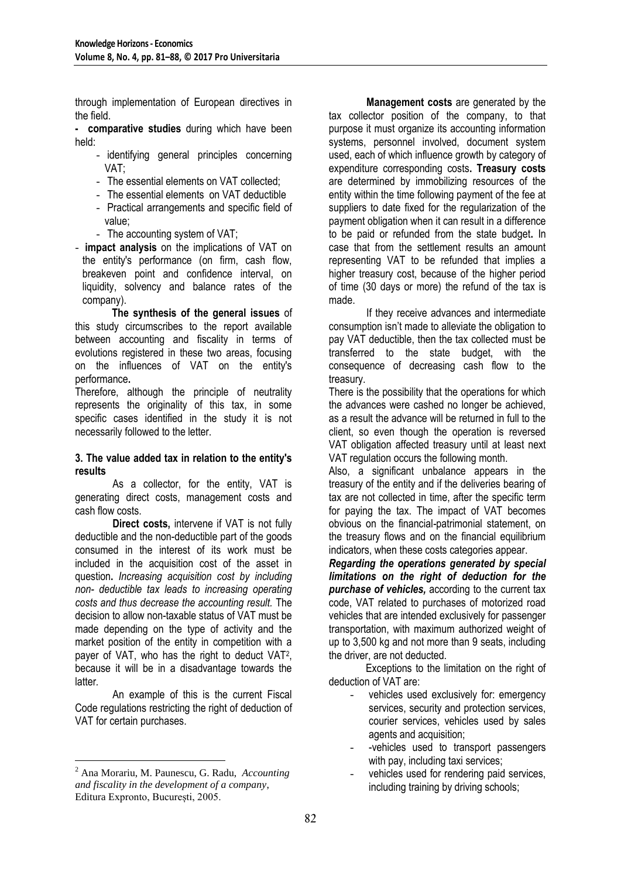through implementation of European directives in the field.

- **comparative studies** during which have been held:
    - identifying general principles concerning VAT;
    - The essential elements on VAT collected;
    - The essential elements on VAT deductible
    - Practical arrangements and specific field of value;
    - The accounting system of VAT;
- **impact analysis** on the implications of VAT on the entity's performance (on firm, cash flow, breakeven point and confidence interval, on liquidity, solvency and balance rates of the company).

**The synthesis of the general issues** of this study circumscribes to the report available between accounting and fiscality in terms of evolutions registered in these two areas, focusing on the influences of VAT on the entity's performance**.**

Therefore, although the principle of neutrality represents the originality of this tax, in some specific cases identified in the study it is not necessarily followed to the letter.

### 3. The value added tax in relation to the entity's results

As a collector, for the entity, VAT is generating direct costs, management costs and cash flow costs.

**Direct costs,** intervene if VAT is not fully deductible and the non-deductible part of the goods consumed in the interest of its work must be included in the acquisition cost of the asset in question**.** *Increasing acquisition cost by including non- deductible tax leads to increasing operating costs and thus decrease the accounting result.* The decision to allow non-taxable status of VAT must be made depending on the type of activity and the market position of the entity in competition with a payer of VAT, who has the right to deduct VAT[2], because it will be in a disadvantage towards the latter.

An example of this is the current Fiscal Code regulations restricting the right of deduction of VAT for certain purchases.

**Management costs** are generated by the tax collector position of the company, to that purpose it must organize its accounting information systems, personnel involved, document system used, each of which influence growth by category of expenditure corresponding costs**. Treasury costs** are determined by immobilizing resources of the entity within the time following payment of the fee at suppliers to date fixed for the regularization of the payment obligation when it can result in a difference to be paid or refunded from the state budget**.** In case that from the settlement results an amount representing VAT to be refunded that implies a higher treasury cost, because of the higher period of time (30 days or more) the refund of the tax is made.

If they receive advances and intermediate consumption isn't made to alleviate the obligation to pay VAT deductible, then the tax collected must be transferred to the state budget, with the consequence of decreasing cash flow to the treasury.

There is the possibility that the operations for which the advances were cashed no longer be achieved, as a result the advance will be returned in full to the client, so even though the operation is reversed VAT obligation affected treasury until at least next VAT regulation occurs the following month.

Also, a significant unbalance appears in the treasury of the entity and if the deliveries bearing of tax are not collected in time, after the specific term for paying the tax. The impact of VAT becomes obvious on the financial-patrimonial statement, on the treasury flows and on the financial equilibrium indicators, when these costs categories appear.

***Regarding the operations generated by special limitations on the right of deduction for the purchase of vehicles,*** according to the current tax code, VAT related to purchases of motorized road vehicles that are intended exclusively for passenger transportation, with maximum authorized weight of up to 3,500 kg and not more than 9 seats, including the driver, are not deducted.

Exceptions to the limitation on the right of deduction of VAT are:

- vehicles used exclusively for: emergency services, security and protection services, courier services, vehicles used by sales agents and acquisition;
- -vehicles used to transport passengers with pay, including taxi services;
- vehicles used for rendering paid services, including training by driving schools;

[2] Ana Morariu, M. Paunescu, G. Radu, *Accounting and fiscality in the development of a company*, Editura Expronto, București, 2005.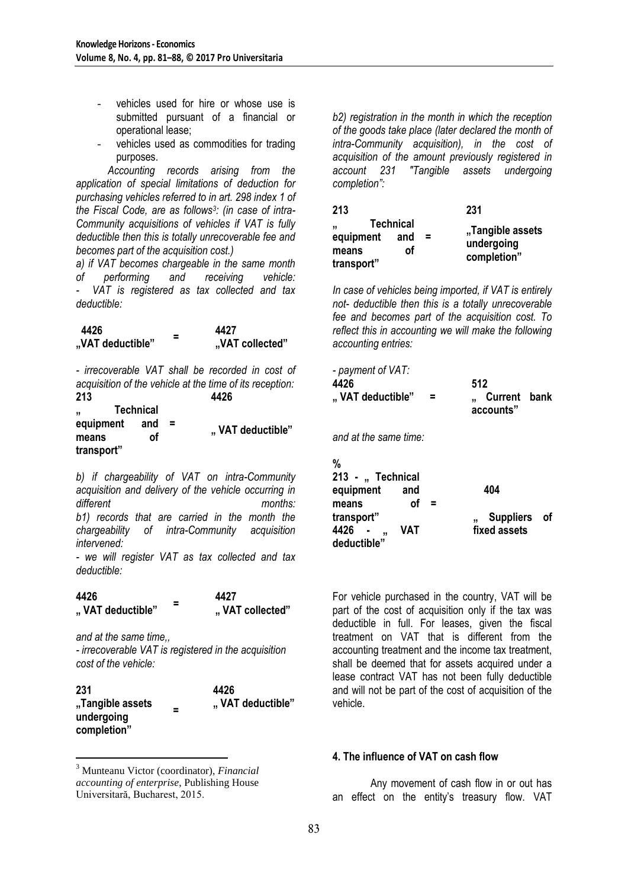- vehicles used for hire or whose use is submitted pursuant of a financial or operational lease;
- vehicles used as commodities for trading purposes.

*Accounting records arising from the application of special limitations of deduction for purchasing vehicles referred to in art. 298 index 1 of the Fiscal Code, are as follows*[3]*: (in case of intra-Community acquisitions of vehicles if VAT is fully deductible then this is totally unrecoverable fee and becomes part of the acquisition cost.)*

*a) if VAT becomes chargeable in the same month of performing and receiving vehicle:*
*- VAT is registered as tax collected and tax deductible:*

| 4426 „VAT deductible" | = | 4427 „VAT collected" |
|---|---|---|

*- irrecoverable VAT shall be recorded in cost of acquisition of the vehicle at the time of its reception:*

| 213 „ Technical equipment and means of transport" | = | 4426 „ VAT deductible" |
|---|---|---|

*b) if chargeability of VAT on intra-Community acquisition and delivery of the vehicle occurring in different months:*
*b1) records that are carried in the month the chargeability of intra-Community acquisition intervened:*
*- we will register VAT as tax collected and tax deductible:*

| 4426 „ VAT deductible" | = | 4427 „ VAT collected" |
|---|---|---|

*and at the same time,,*
*- irrecoverable VAT is registered in the acquisition cost of the vehicle:*

| 231 „Tangible assets undergoing completion" | = | 4426 „ VAT deductible" |
|---|---|---|

*b2) registration in the month in which the reception of the goods take place (later declared the month of intra-Community acquisition), in the cost of acquisition of the amount previously registered in account 231 "Tangible assets undergoing completion":*

| 213 „ Technical equipment and means of transport" | = | 231 „Tangible assets undergoing completion" |
|---|---|---|

*In case of vehicles being imported, if VAT is entirely not- deductible then this is a totally unrecoverable fee and becomes part of the acquisition cost. To reflect this in accounting we will make the following accounting entries:*

*- payment of VAT:*

| 4426 „ VAT deductible" | = | 512 „ Current bank accounts" |
|---|---|---|

*and at the same time:*

| % 213 - „ Technical equipment and means of transport" 4426 - „ VAT deductible" | = | 404 „ Suppliers of fixed assets |
|---|---|---|

For vehicle purchased in the country, VAT will be part of the cost of acquisition only if the tax was deductible in full. For leases, given the fiscal treatment on VAT that is different from the accounting treatment and the income tax treatment, shall be deemed that for assets acquired under a lease contract VAT has not been fully deductible and will not be part of the cost of acquisition of the vehicle.

## 4. The influence of VAT on cash flow

Any movement of cash flow in or out has an effect on the entity's treasury flow. VAT

---

[3] Munteanu Victor (coordinator), *Financial accounting of enterprise*, Publishing House Universitară, Bucharest, 2015.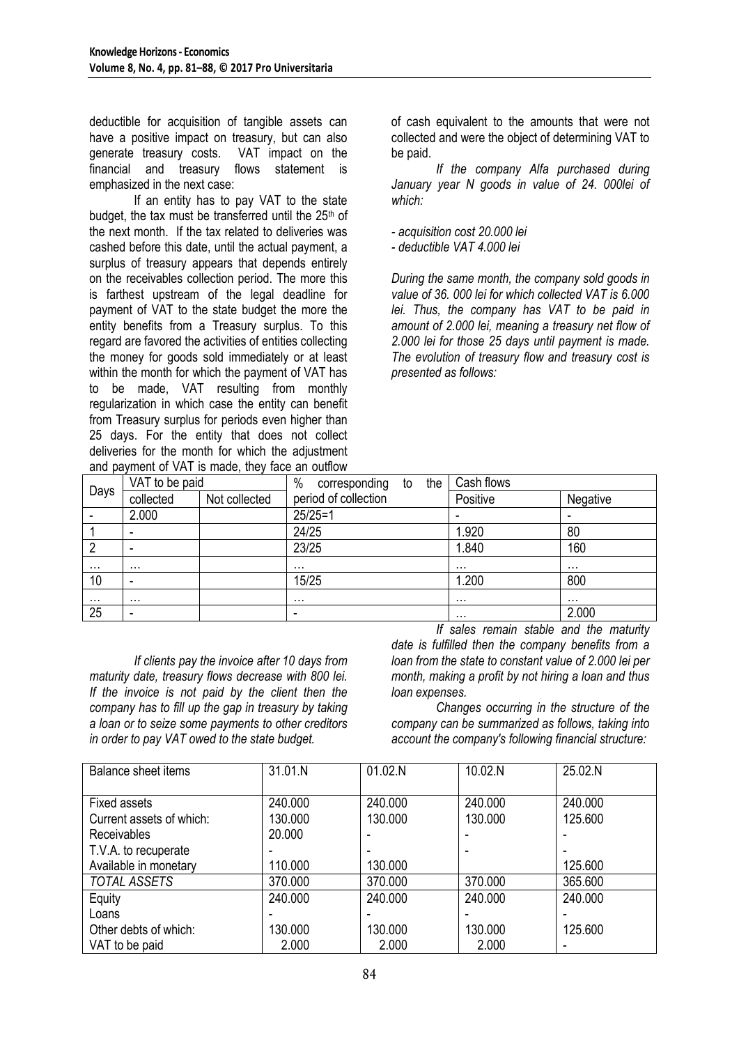deductible for acquisition of tangible assets can have a positive impact on treasury, but can also generate treasury costs. VAT impact on the financial and treasury flows statement is emphasized in the next case:

If an entity has to pay VAT to the state budget, the tax must be transferred until the 25th of the next month. If the tax related to deliveries was cashed before this date, until the actual payment, a surplus of treasury appears that depends entirely on the receivables collection period. The more this is farthest upstream of the legal deadline for payment of VAT to the state budget the more the entity benefits from a Treasury surplus. To this regard are favored the activities of entities collecting the money for goods sold immediately or at least within the month for which the payment of VAT has to be made, VAT resulting from monthly regularization in which case the entity can benefit from Treasury surplus for periods even higher than 25 days. For the entity that does not collect deliveries for the month for which the adjustment and payment of VAT is made, they face an outflow of cash equivalent to the amounts that were not collected and were the object of determining VAT to be paid.

*If the company Alfa purchased during January year N goods in value of 24. 000lei of which:*

*- acquisition cost 20.000 lei*
*- deductible VAT 4.000 lei*

*During the same month, the company sold goods in value of 36. 000 lei for which collected VAT is 6.000 lei. Thus, the company has VAT to be paid in amount of 2.000 lei, meaning a treasury net flow of 2.000 lei for those 25 days until payment is made. The evolution of treasury flow and treasury cost is presented as follows:*

| Days | VAT to be paid | | % corresponding to the period of collection | Cash flows | |
|---|---|---|---|---|---|
| | collected | Not collected | | Positive | Negative |
| - | 2.000 | | 25/25=1 | - | - |
| 1 | - | | 24/25 | 1.920 | 80 |
| 2 | - | | 23/25 | 1.840 | 160 |
| … | … | | … | … | … |
| 10 | - | | 15/25 | 1.200 | 800 |
| … | … | | … | … | … |
| 25 | - | | - | … | 2.000 |

*If clients pay the invoice after 10 days from maturity date, treasury flows decrease with 800 lei. If the invoice is not paid by the client then the company has to fill up the gap in treasury by taking a loan or to seize some payments to other creditors in order to pay VAT owed to the state budget.*

*If sales remain stable and the maturity date is fulfilled then the company benefits from a loan from the state to constant value of 2.000 lei per month, making a profit by not hiring a loan and thus loan expenses.*

*Changes occurring in the structure of the company can be summarized as follows, taking into account the company's following financial structure:*

| Balance sheet items | 31.01.N | 01.02.N | 10.02.N | 25.02.N |
|---|---|---|---|---|
| Fixed assets | 240.000 | 240.000 | 240.000 | 240.000 |
| Current assets of which: | 130.000 | 130.000 | 130.000 | 125.600 |
| Receivables | 20.000 | - | - | - |
| T.V.A. to recuperate | - | - | - | - |
| Available in monetary | 110.000 | 130.000 | | 125.600 |
| *TOTAL ASSETS* | 370.000 | 370.000 | 370.000 | 365.600 |
| Equity | 240.000 | 240.000 | 240.000 | 240.000 |
| Loans | - | - | - | - |
| Other debts of which: | 130.000 | 130.000 | 130.000 | 125.600 |
| VAT to be paid | 2.000 | 2.000 | 2.000 | - |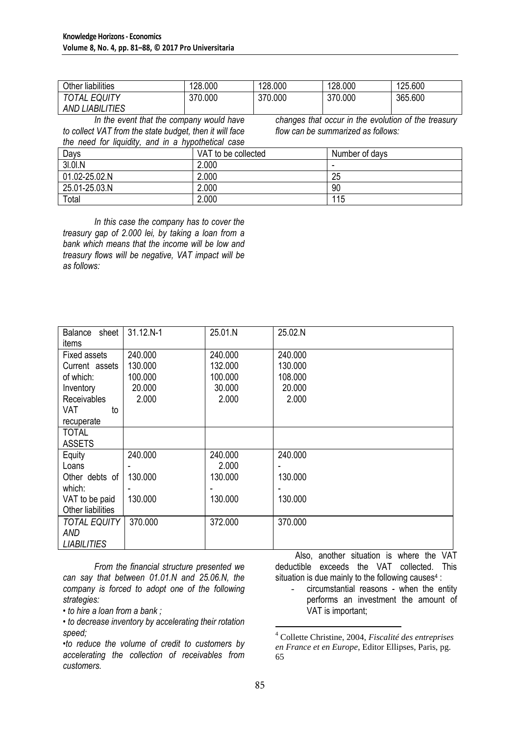| Other liabilities | 128.000 | 128.000 | 128.000 | 125.600 |
| --- | --- | --- | --- | --- |
| *TOTAL EQUITY AND LIABILITIES* | 370.000 | 370.000 | 370.000 | 365.600 |

*In the event that the company would have to collect VAT from the state budget, then it will face the need for liquidity, and in a hypothetical case changes that occur in the evolution of the treasury flow can be summarized as follows:*

| Days | VAT to be collected | Number of days |
| --- | --- | --- |
| 3l.0l.N | 2.000 | - |
| 01.02-25.02.N | 2.000 | 25 |
| 25.01-25.03.N | 2.000 | 90 |
| Total | 2.000 | 115 |

*In this case the company has to cover the treasury gap of 2.000 lei, by taking a loan from a bank which means that the income will be low and treasury flows will be negative, VAT impact will be as follows:*

| Balance sheet items | 31.12.N-1 | 25.01.N | 25.02.N |
| --- | --- | --- | --- |
| Fixed assets | 240.000 | 240.000 | 240.000 |
| Current assets | 130.000 | 132.000 | 130.000 |
| of which: | 100.000 | 100.000 | 108.000 |
| Inventory | 20.000 | 30.000 | 20.000 |
| Receivables | 2.000 | 2.000 | 2.000 |
| VAT to recuperate | | | |
| TOTAL ASSETS | | | |
| Equity | 240.000 | 240.000 | 240.000 |
| Loans | - | 2.000 | - |
| Other debts of | 130.000 | 130.000 | 130.000 |
| which: | - | - | - |
| VAT to be paid | 130.000 | 130.000 | 130.000 |
| Other liabilities | | | |
| *TOTAL EQUITY AND LIABILITIES* | 370.000 | 372.000 | 370.000 |

*From the financial structure presented we can say that between 01.01.N and 25.06.N, the company is forced to adopt one of the following strategies:*

*• to hire a loan from a bank ;*

*• to decrease inventory by accelerating their rotation speed;*

*•to reduce the volume of credit to customers by accelerating the collection of receivables from customers.*

Also, another situation is where the VAT deductible exceeds the VAT collected. This situation is due mainly to the following causes[4] :

- circumstantial reasons - when the entity performs an investment the amount of VAT is important;

[4] Collette Christine, 2004, *Fiscalité des entreprises en France et en Europe*, Editor Ellipses, Paris, pg. 65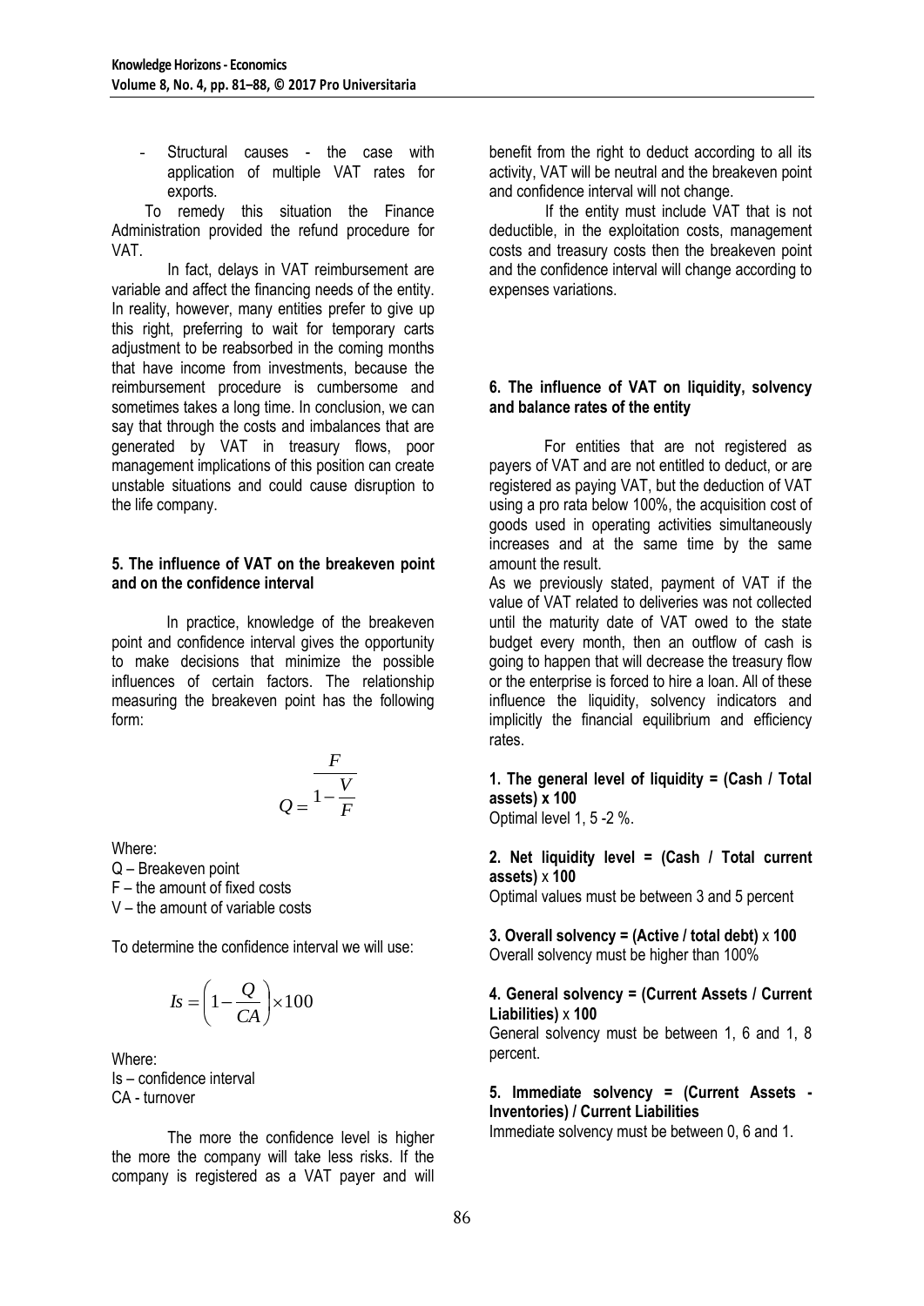- Structural causes - the case with application of multiple VAT rates for exports.

To remedy this situation the Finance Administration provided the refund procedure for VAT.

In fact, delays in VAT reimbursement are variable and affect the financing needs of the entity. In reality, however, many entities prefer to give up this right, preferring to wait for temporary carts adjustment to be reabsorbed in the coming months that have income from investments, because the reimbursement procedure is cumbersome and sometimes takes a long time. In conclusion, we can say that through the costs and imbalances that are generated by VAT in treasury flows, poor management implications of this position can create unstable situations and could cause disruption to the life company.

#### 5. The influence of VAT on the breakeven point and on the confidence interval

In practice, knowledge of the breakeven point and confidence interval gives the opportunity to make decisions that minimize the possible influences of certain factors. The relationship measuring the breakeven point has the following form:

$$Q = \frac{F}{1 - \frac{V}{F}}$$

Where:
Q – Breakeven point
F – the amount of fixed costs
V – the amount of variable costs

To determine the confidence interval we will use:

$$Is = \left(1 - \frac{Q}{CA}\right) \times 100$$

Where:
Is – confidence interval
CA - turnover

The more the confidence level is higher the more the company will take less risks. If the company is registered as a VAT payer and will benefit from the right to deduct according to all its activity, VAT will be neutral and the breakeven point and confidence interval will not change.

If the entity must include VAT that is not deductible, in the exploitation costs, management costs and treasury costs then the breakeven point and the confidence interval will change according to expenses variations.

#### 6. The influence of VAT on liquidity, solvency and balance rates of the entity

For entities that are not registered as payers of VAT and are not entitled to deduct, or are registered as paying VAT, but the deduction of VAT using a pro rata below 100%, the acquisition cost of goods used in operating activities simultaneously increases and at the same time by the same amount the result.

As we previously stated, payment of VAT if the value of VAT related to deliveries was not collected until the maturity date of VAT owed to the state budget every month, then an outflow of cash is going to happen that will decrease the treasury flow or the enterprise is forced to hire a loan. All of these influence the liquidity, solvency indicators and implicitly the financial equilibrium and efficiency rates.

**1. The general level of liquidity = (Cash / Total assets) x 100**
Optimal level 1, 5 -2 %.

**2. Net liquidity level = (Cash / Total current assets)** x **100**
Optimal values must be between 3 and 5 percent

**3. Overall solvency = (Active / total debt)** x **100**
Overall solvency must be higher than 100%

**4. General solvency = (Current Assets / Current Liabilities)** x **100**
General solvency must be between 1, 6 and 1, 8 percent.

**5. Immediate solvency = (Current Assets - Inventories) / Current Liabilities**
Immediate solvency must be between 0, 6 and 1.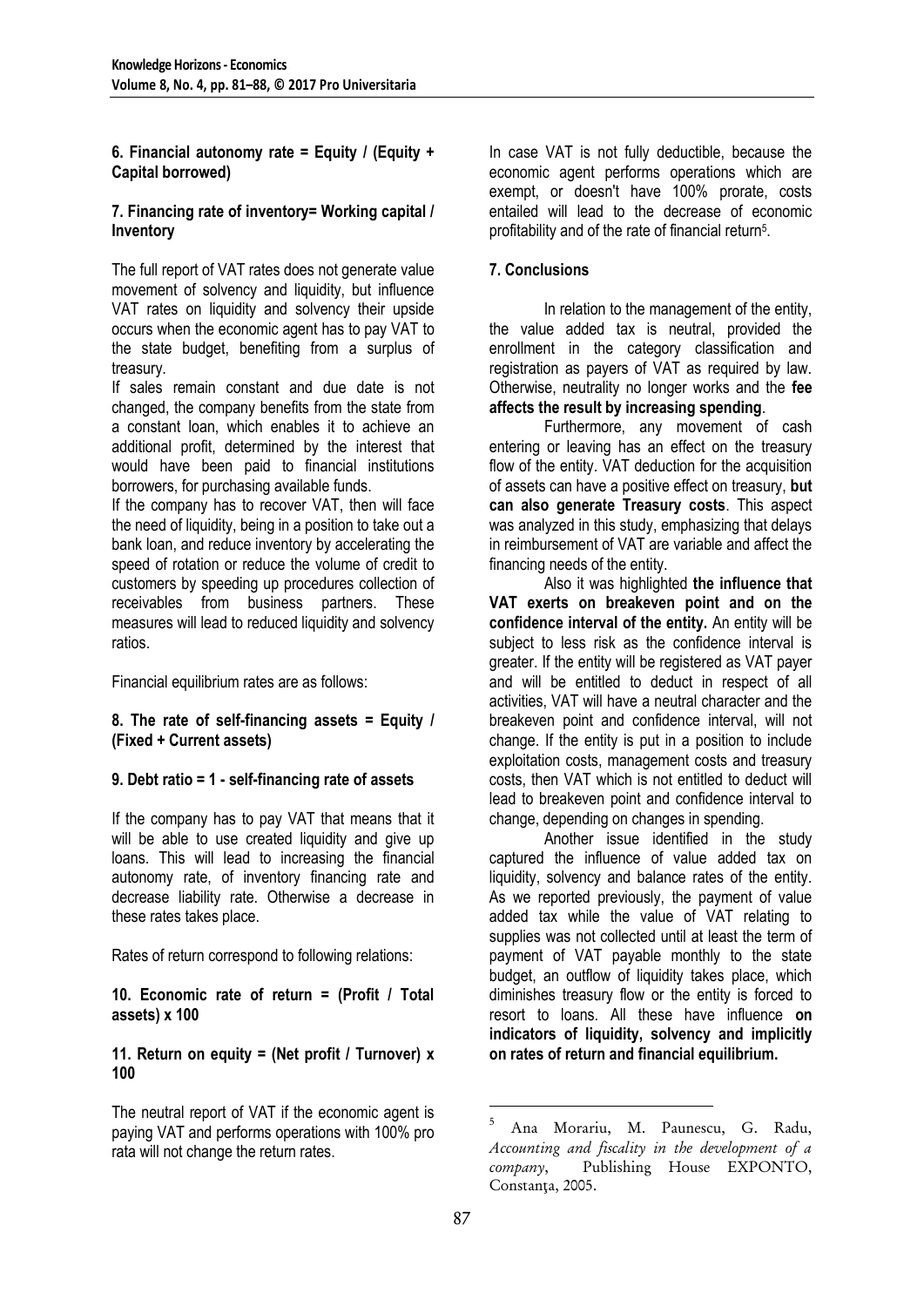**6. Financial autonomy rate = Equity / (Equity + Capital borrowed)**

**7. Financing rate of inventory= Working capital / Inventory**

The full report of VAT rates does not generate value movement of solvency and liquidity, but influence VAT rates on liquidity and solvency their upside occurs when the economic agent has to pay VAT to the state budget, benefiting from a surplus of treasury.

If sales remain constant and due date is not changed, the company benefits from the state from a constant loan, which enables it to achieve an additional profit, determined by the interest that would have been paid to financial institutions borrowers, for purchasing available funds.

If the company has to recover VAT, then will face the need of liquidity, being in a position to take out a bank loan, and reduce inventory by accelerating the speed of rotation or reduce the volume of credit to customers by speeding up procedures collection of receivables from business partners. These measures will lead to reduced liquidity and solvency ratios.

Financial equilibrium rates are as follows:

**8. The rate of self-financing assets = Equity / (Fixed + Current assets)**

**9. Debt ratio = 1 - self-financing rate of assets**

If the company has to pay VAT that means that it will be able to use created liquidity and give up loans. This will lead to increasing the financial autonomy rate, of inventory financing rate and decrease liability rate. Otherwise a decrease in these rates takes place.

Rates of return correspond to following relations:

**10. Economic rate of return = (Profit / Total assets) x 100**

**11. Return on equity = (Net profit / Turnover) x 100**

The neutral report of VAT if the economic agent is paying VAT and performs operations with 100% pro rata will not change the return rates.

In case VAT is not fully deductible, because the economic agent performs operations which are exempt, or doesn't have 100% prorate, costs entailed will lead to the decrease of economic profitability and of the rate of financial return[5].

## 7. Conclusions

In relation to the management of the entity, the value added tax is neutral, provided the enrollment in the category classification and registration as payers of VAT as required by law. Otherwise, neutrality no longer works and the **fee affects the result by increasing spending**.

Furthermore, any movement of cash entering or leaving has an effect on the treasury flow of the entity. VAT deduction for the acquisition of assets can have a positive effect on treasury, **but can also generate Treasury costs**. This aspect was analyzed in this study, emphasizing that delays in reimbursement of VAT are variable and affect the financing needs of the entity.

Also it was highlighted **the influence that VAT exerts on breakeven point and on the confidence interval of the entity.** An entity will be subject to less risk as the confidence interval is greater. If the entity will be registered as VAT payer and will be entitled to deduct in respect of all activities, VAT will have a neutral character and the breakeven point and confidence interval, will not change. If the entity is put in a position to include exploitation costs, management costs and treasury costs, then VAT which is not entitled to deduct will lead to breakeven point and confidence interval to change, depending on changes in spending.

Another issue identified in the study captured the influence of value added tax on liquidity, solvency and balance rates of the entity. As we reported previously, the payment of value added tax while the value of VAT relating to supplies was not collected until at least the term of payment of VAT payable monthly to the state budget, an outflow of liquidity takes place, which diminishes treasury flow or the entity is forced to resort to loans. All these have influence **on indicators of liquidity, solvency and implicitly on rates of return and financial equilibrium.**

---

[5] Ana Morariu, M. Paunescu, G. Radu, *Accounting and fiscality in the development of a company*, Publishing House EXPONTO, Constanţa, 2005.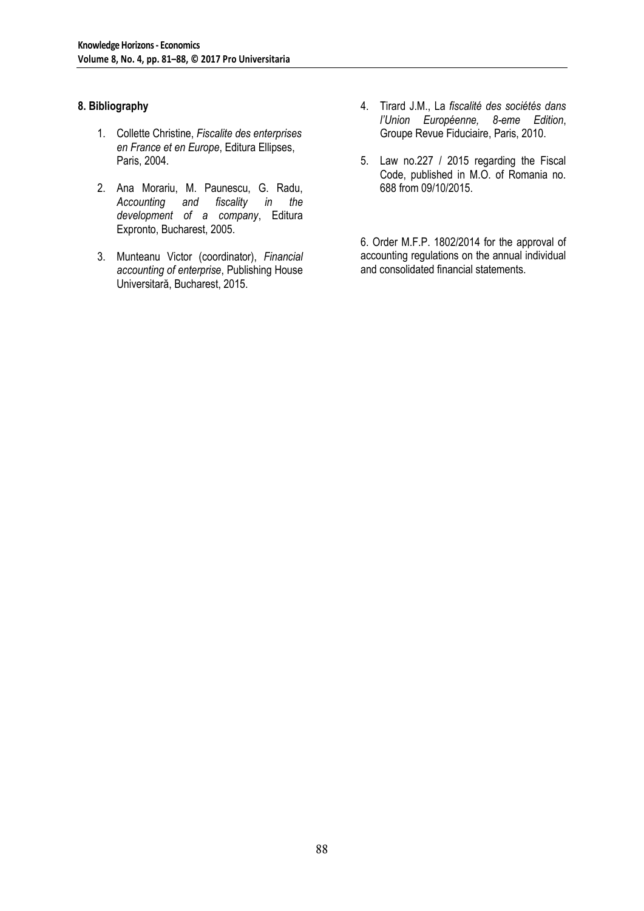## 8. Bibliography

1. Collette Christine, *Fiscalite des enterprises en France et en Europe*, Editura Ellipses, Paris, 2004.
2. Ana Morariu, M. Paunescu, G. Radu, *Accounting and fiscality in the development of a company*, Editura Expronto, Bucharest, 2005.
3. Munteanu Victor (coordinator), *Financial accounting of enterprise*, Publishing House Universitară, Bucharest, 2015.
4. Tirard J.M., La *fiscalité des sociétés dans l'Union Européenne, 8-eme Edition*, Groupe Revue Fiduciaire, Paris, 2010.
5. Law no.227 / 2015 regarding the Fiscal Code, published in M.O. of Romania no. 688 from 09/10/2015.
6. Order M.F.P. 1802/2014 for the approval of accounting regulations on the annual individual and consolidated financial statements.